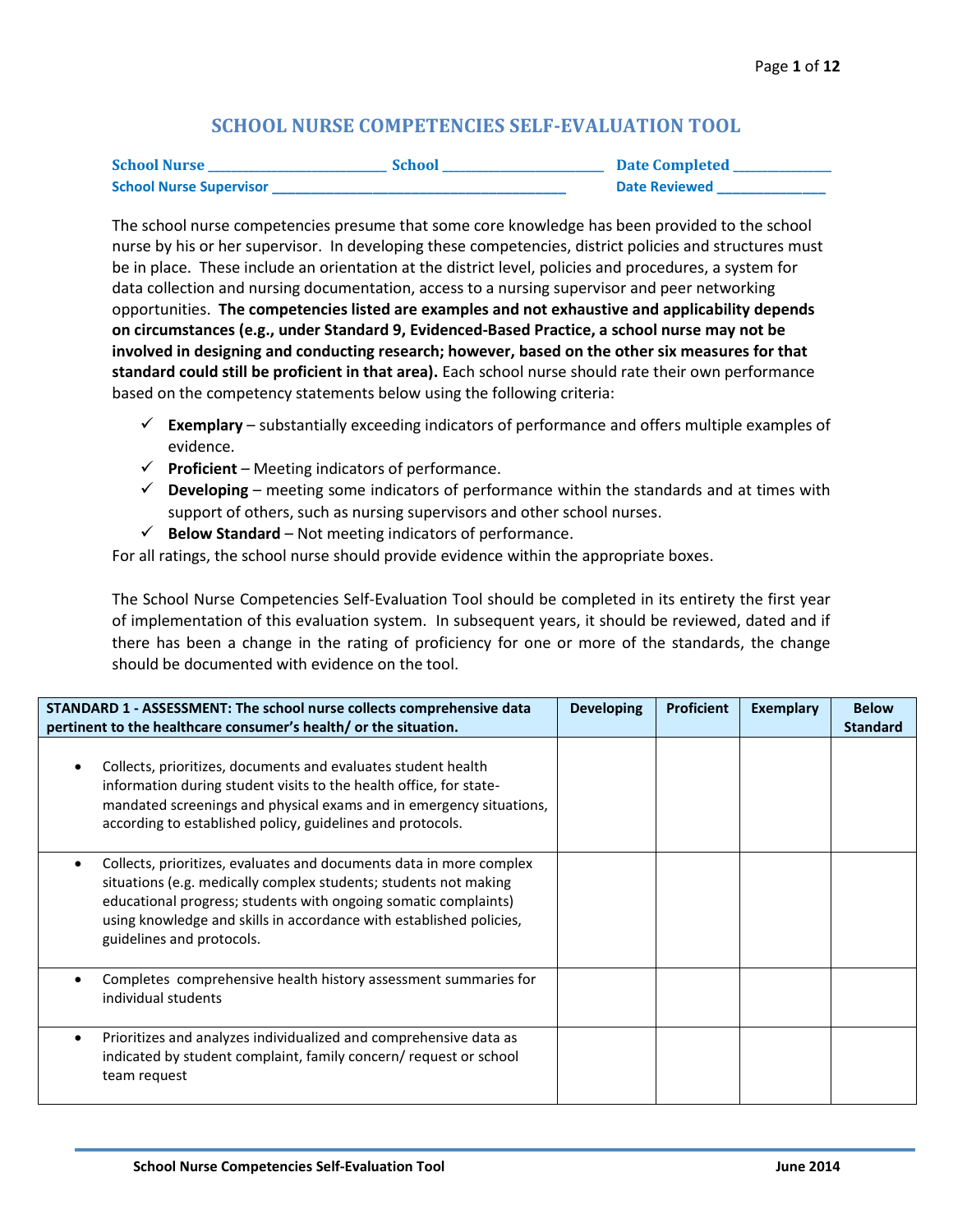# SCHOOL NURSE COMPETENCIES SELF-EVALUATION TOOL

**School Nurse** ________________________ **School** ______________________ **Date Completed** ______________
**School Nurse Supervisor** ________________________________________ **Date Reviewed** _______________

The school nurse competencies presume that some core knowledge has been provided to the school nurse by his or her supervisor. In developing these competencies, district policies and structures must be in place. These include an orientation at the district level, policies and procedures, a system for data collection and nursing documentation, access to a nursing supervisor and peer networking opportunities. **The competencies listed are examples and not exhaustive and applicability depends on circumstances (e.g., under Standard 9, Evidenced-Based Practice, a school nurse may not be involved in designing and conducting research; however, based on the other six measures for that standard could still be proficient in that area).** Each school nurse should rate their own performance based on the competency statements below using the following criteria:

- ✓ **Exemplary** – substantially exceeding indicators of performance and offers multiple examples of evidence.
- ✓ **Proficient** – Meeting indicators of performance.
- ✓ **Developing** – meeting some indicators of performance within the standards and at times with support of others, such as nursing supervisors and other school nurses.
- ✓ **Below Standard** – Not meeting indicators of performance.

For all ratings, the school nurse should provide evidence within the appropriate boxes.

The School Nurse Competencies Self-Evaluation Tool should be completed in its entirety the first year of implementation of this evaluation system. In subsequent years, it should be reviewed, dated and if there has been a change in the rating of proficiency for one or more of the standards, the change should be documented with evidence on the tool.

| STANDARD 1 - ASSESSMENT: The school nurse collects comprehensive data pertinent to the healthcare consumer's health/ or the situation. | Developing | Proficient | Exemplary | Below Standard |
|---|---|---|---|---|
| • Collects, prioritizes, documents and evaluates student health information during student visits to the health office, for state-mandated screenings and physical exams and in emergency situations, according to established policy, guidelines and protocols. | | | | |
| • Collects, prioritizes, evaluates and documents data in more complex situations (e.g. medically complex students; students not making educational progress; students with ongoing somatic complaints) using knowledge and skills in accordance with established policies, guidelines and protocols. | | | | |
| • Completes comprehensive health history assessment summaries for individual students | | | | |
| • Prioritizes and analyzes individualized and comprehensive data as indicated by student complaint, family concern/ request or school team request | | | | |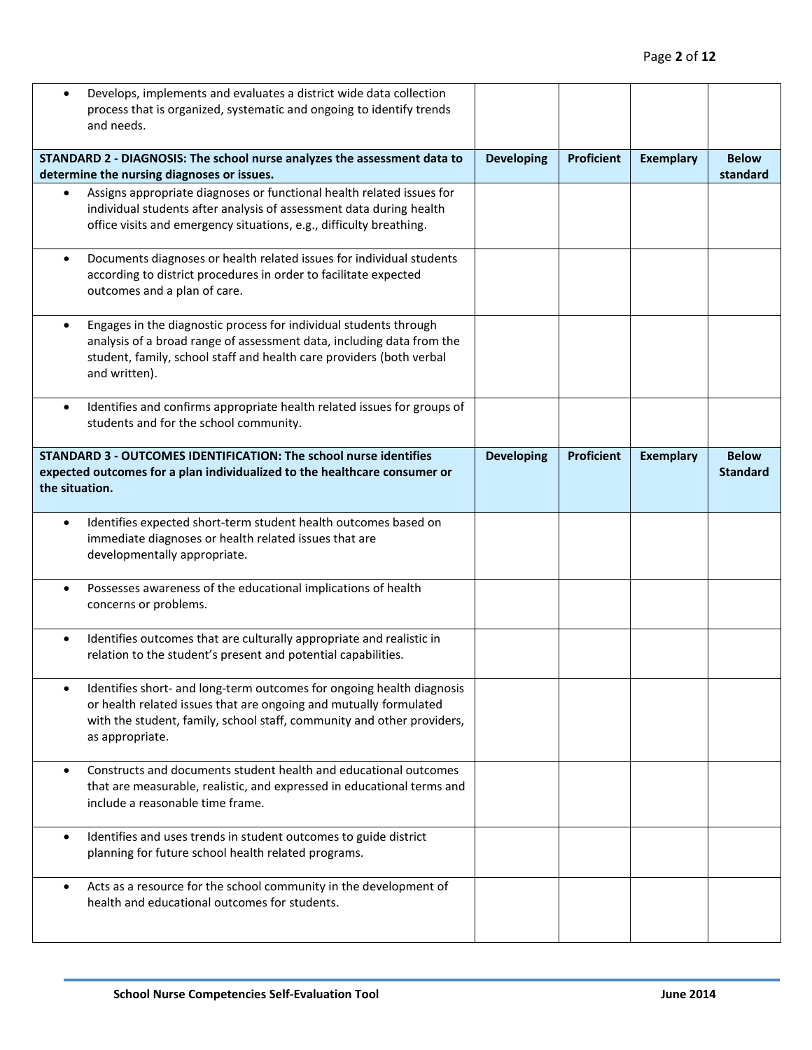| | | | | |
|---|---|---|---|---|
| • Develops, implements and evaluates a district wide data collection process that is organized, systematic and ongoing to identify trends and needs. | | | | |
| **STANDARD 2 - DIAGNOSIS: The school nurse analyzes the assessment data to determine the nursing diagnoses or issues.** | **Developing** | **Proficient** | **Exemplary** | **Below standard** |
| • Assigns appropriate diagnoses or functional health related issues for individual students after analysis of assessment data during health office visits and emergency situations, e.g., difficulty breathing. | | | | |
| • Documents diagnoses or health related issues for individual students according to district procedures in order to facilitate expected outcomes and a plan of care. | | | | |
| • Engages in the diagnostic process for individual students through analysis of a broad range of assessment data, including data from the student, family, school staff and health care providers (both verbal and written). | | | | |
| • Identifies and confirms appropriate health related issues for groups of students and for the school community. | | | | |
| **STANDARD 3 - OUTCOMES IDENTIFICATION: The school nurse identifies expected outcomes for a plan individualized to the healthcare consumer or the situation.** | **Developing** | **Proficient** | **Exemplary** | **Below Standard** |
| • Identifies expected short-term student health outcomes based on immediate diagnoses or health related issues that are developmentally appropriate. | | | | |
| • Possesses awareness of the educational implications of health concerns or problems. | | | | |
| • Identifies outcomes that are culturally appropriate and realistic in relation to the student's present and potential capabilities. | | | | |
| • Identifies short- and long-term outcomes for ongoing health diagnosis or health related issues that are ongoing and mutually formulated with the student, family, school staff, community and other providers, as appropriate. | | | | |
| • Constructs and documents student health and educational outcomes that are measurable, realistic, and expressed in educational terms and include a reasonable time frame. | | | | |
| • Identifies and uses trends in student outcomes to guide district planning for future school health related programs. | | | | |
| • Acts as a resource for the school community in the development of health and educational outcomes for students. | | | | |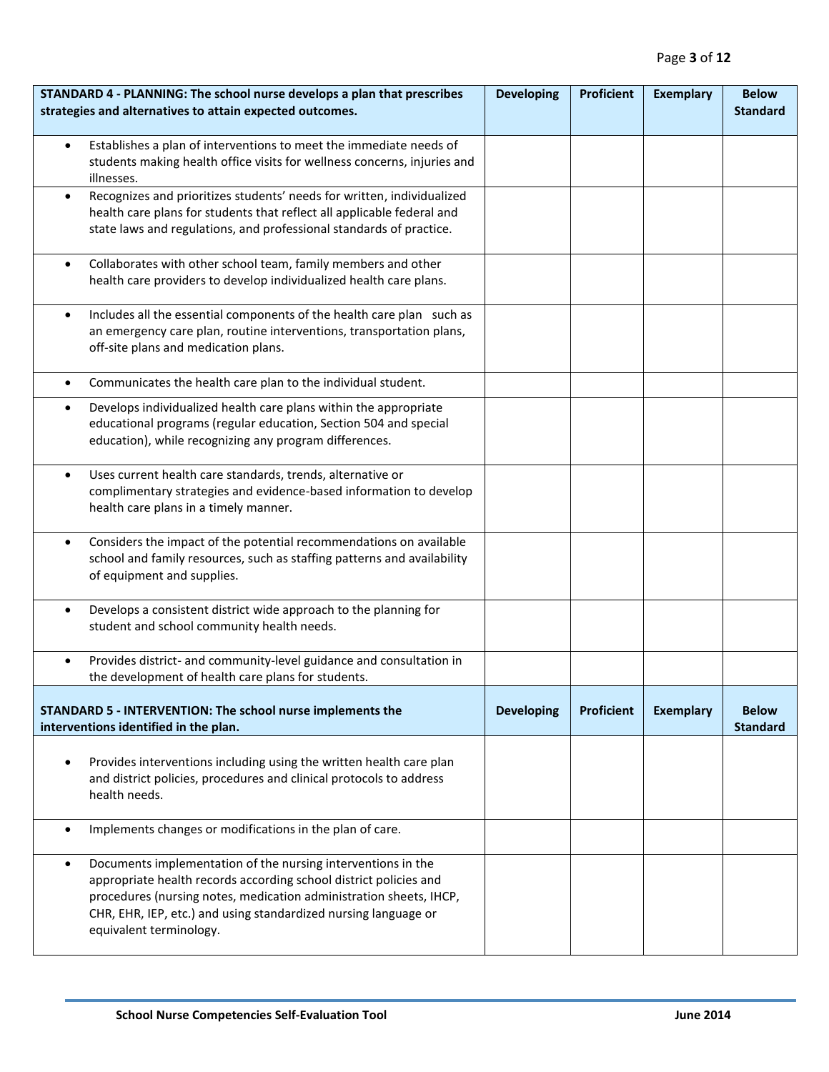| STANDARD 4 - PLANNING: The school nurse develops a plan that prescribes strategies and alternatives to attain expected outcomes. | Developing | Proficient | Exemplary | Below Standard |
|---|---|---|---|---|
| • Establishes a plan of interventions to meet the immediate needs of students making health office visits for wellness concerns, injuries and illnesses. | | | | |
| • Recognizes and prioritizes students' needs for written, individualized health care plans for students that reflect all applicable federal and state laws and regulations, and professional standards of practice. | | | | |
| • Collaborates with other school team, family members and other health care providers to develop individualized health care plans. | | | | |
| • Includes all the essential components of the health care plan such as an emergency care plan, routine interventions, transportation plans, off-site plans and medication plans. | | | | |
| • Communicates the health care plan to the individual student. | | | | |
| • Develops individualized health care plans within the appropriate educational programs (regular education, Section 504 and special education), while recognizing any program differences. | | | | |
| • Uses current health care standards, trends, alternative or complimentary strategies and evidence-based information to develop health care plans in a timely manner. | | | | |
| • Considers the impact of the potential recommendations on available school and family resources, such as staffing patterns and availability of equipment and supplies. | | | | |
| • Develops a consistent district wide approach to the planning for student and school community health needs. | | | | |
| • Provides district- and community-level guidance and consultation in the development of health care plans for students. | | | | |

| STANDARD 5 - INTERVENTION: The school nurse implements the interventions identified in the plan. | Developing | Proficient | Exemplary | Below Standard |
|---|---|---|---|---|
| • Provides interventions including using the written health care plan and district policies, procedures and clinical protocols to address health needs. | | | | |
| • Implements changes or modifications in the plan of care. | | | | |
| • Documents implementation of the nursing interventions in the appropriate health records according to school district policies and procedures (nursing notes, medication administration sheets, IHCP, CHR, EHR, IEP, etc.) and using standardized nursing language or equivalent terminology. | | | | |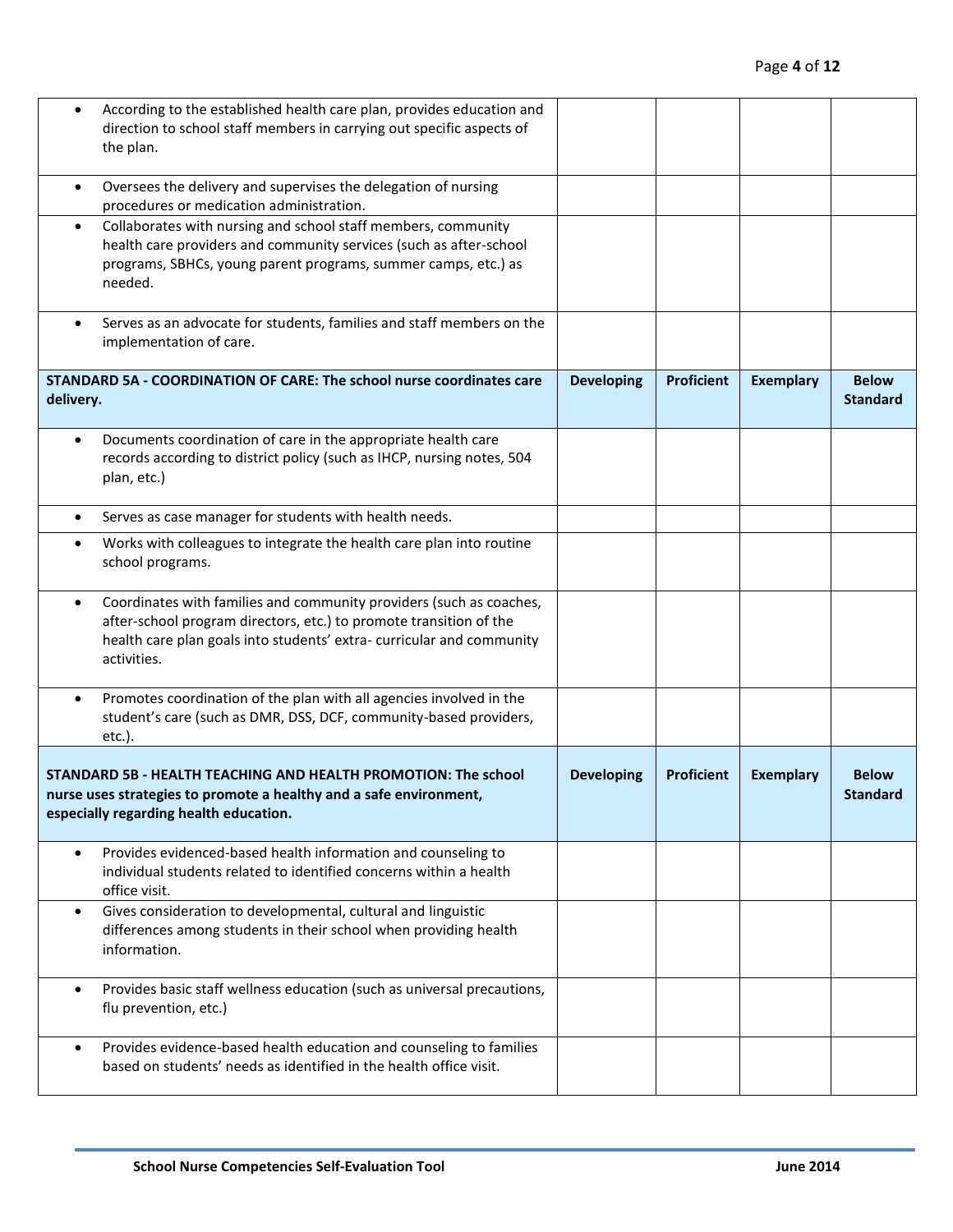| | | | | |
|---|---|---|---|---|
| • According to the established health care plan, provides education and direction to school staff members in carrying out specific aspects of the plan. | | | | |
| • Oversees the delivery and supervises the delegation of nursing procedures or medication administration. | | | | |
| • Collaborates with nursing and school staff members, community health care providers and community services (such as after-school programs, SBHCs, young parent programs, summer camps, etc.) as needed. | | | | |
| • Serves as an advocate for students, families and staff members on the implementation of care. | | | | |
| **STANDARD 5A - COORDINATION OF CARE: The school nurse coordinates care delivery.** | **Developing** | **Proficient** | **Exemplary** | **Below Standard** |
| • Documents coordination of care in the appropriate health care records according to district policy (such as IHCP, nursing notes, 504 plan, etc.) | | | | |
| • Serves as case manager for students with health needs. | | | | |
| • Works with colleagues to integrate the health care plan into routine school programs. | | | | |
| • Coordinates with families and community providers (such as coaches, after-school program directors, etc.) to promote transition of the health care plan goals into students' extra- curricular and community activities. | | | | |
| • Promotes coordination of the plan with all agencies involved in the student's care (such as DMR, DSS, DCF, community-based providers, etc.). | | | | |
| **STANDARD 5B - HEALTH TEACHING AND HEALTH PROMOTION: The school nurse uses strategies to promote a healthy and a safe environment, especially regarding health education.** | **Developing** | **Proficient** | **Exemplary** | **Below Standard** |
| • Provides evidenced-based health information and counseling to individual students related to identified concerns within a health office visit. | | | | |
| • Gives consideration to developmental, cultural and linguistic differences among students in their school when providing health information. | | | | |
| • Provides basic staff wellness education (such as universal precautions, flu prevention, etc.) | | | | |
| • Provides evidence-based health education and counseling to families based on students' needs as identified in the health office visit. | | | | |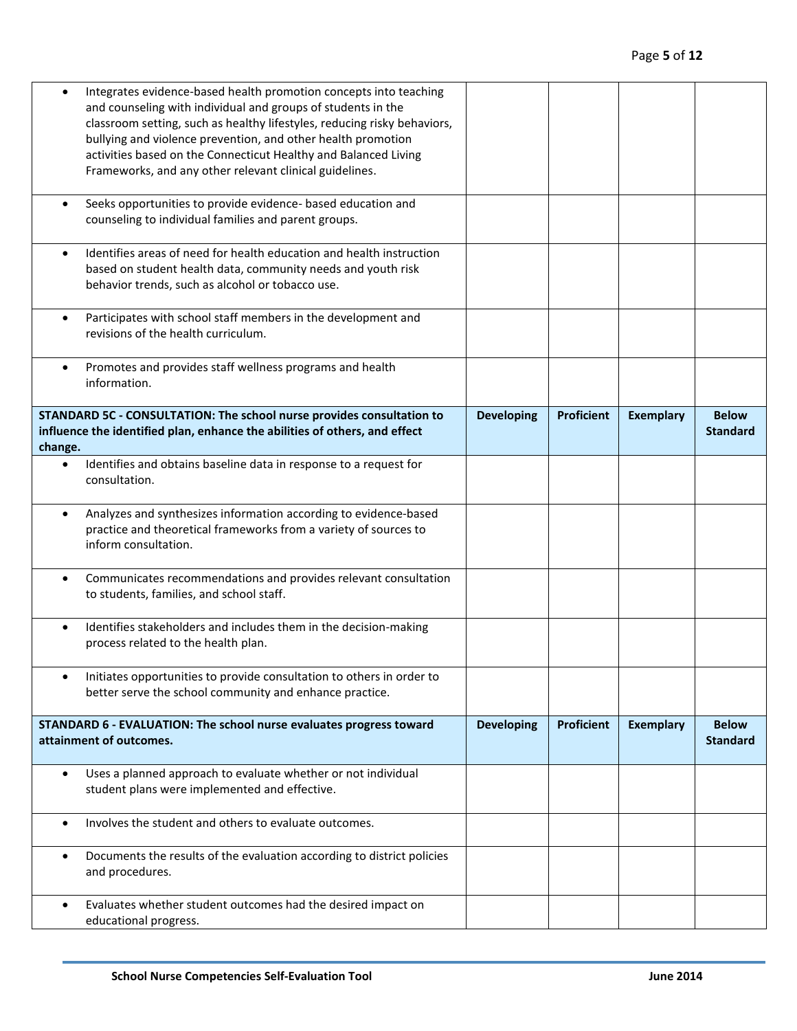| | | | | |
|---|---|---|---|---|
| • Integrates evidence-based health promotion concepts into teaching and counseling with individual and groups of students in the classroom setting, such as healthy lifestyles, reducing risky behaviors, bullying and violence prevention, and other health promotion activities based on the Connecticut Healthy and Balanced Living Frameworks, and any other relevant clinical guidelines. | | | | |
| • Seeks opportunities to provide evidence- based education and counseling to individual families and parent groups. | | | | |
| • Identifies areas of need for health education and health instruction based on student health data, community needs and youth risk behavior trends, such as alcohol or tobacco use. | | | | |
| • Participates with school staff members in the development and revisions of the health curriculum. | | | | |
| • Promotes and provides staff wellness programs and health information. | | | | |
| **STANDARD 5C - CONSULTATION: The school nurse provides consultation to influence the identified plan, enhance the abilities of others, and effect change.** | **Developing** | **Proficient** | **Exemplary** | **Below Standard** |
| • Identifies and obtains baseline data in response to a request for consultation. | | | | |
| • Analyzes and synthesizes information according to evidence-based practice and theoretical frameworks from a variety of sources to inform consultation. | | | | |
| • Communicates recommendations and provides relevant consultation to students, families, and school staff. | | | | |
| • Identifies stakeholders and includes them in the decision-making process related to the health plan. | | | | |
| • Initiates opportunities to provide consultation to others in order to better serve the school community and enhance practice. | | | | |
| **STANDARD 6 - EVALUATION: The school nurse evaluates progress toward attainment of outcomes.** | **Developing** | **Proficient** | **Exemplary** | **Below Standard** |
| • Uses a planned approach to evaluate whether or not individual student plans were implemented and effective. | | | | |
| • Involves the student and others to evaluate outcomes. | | | | |
| • Documents the results of the evaluation according to district policies and procedures. | | | | |
| • Evaluates whether student outcomes had the desired impact on educational progress. | | | | |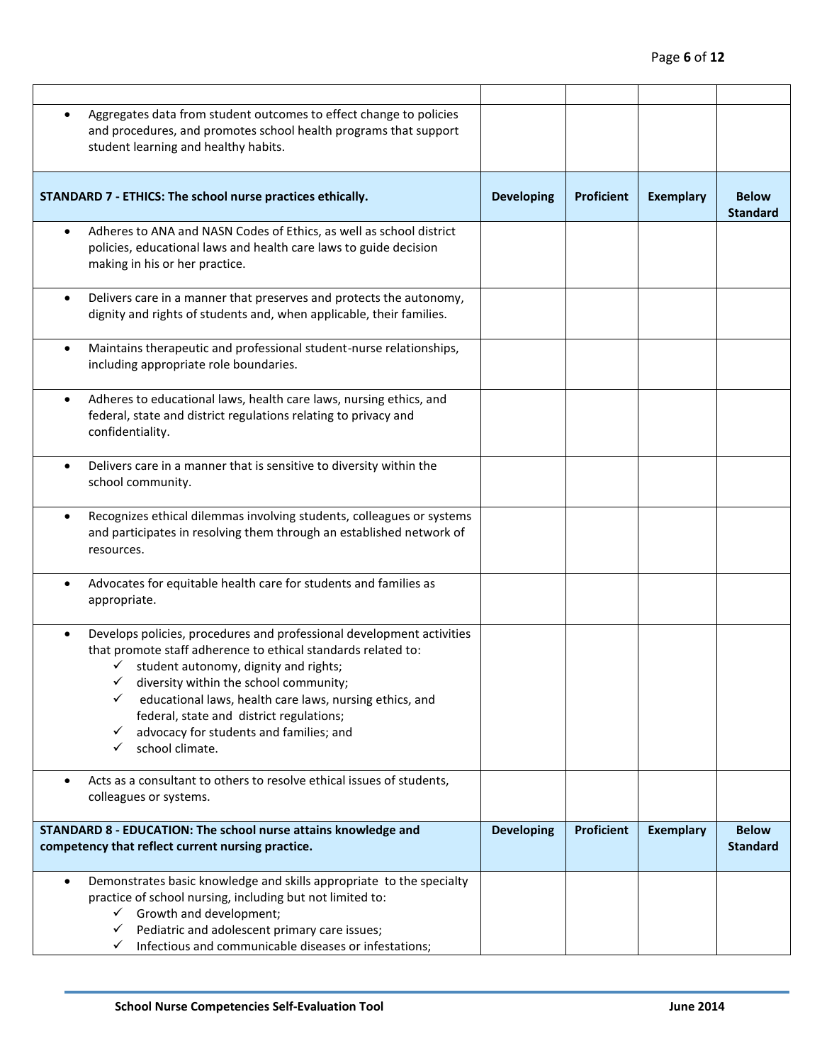| | | | | |
|---|---|---|---|---|
| • Aggregates data from student outcomes to effect change to policies and procedures, and promotes school health programs that support student learning and healthy habits. | | | | |
| **STANDARD 7 - ETHICS: The school nurse practices ethically.** | **Developing** | **Proficient** | **Exemplary** | **Below Standard** |
| • Adheres to ANA and NASN Codes of Ethics, as well as school district policies, educational laws and health care laws to guide decision making in his or her practice. | | | | |
| • Delivers care in a manner that preserves and protects the autonomy, dignity and rights of students and, when applicable, their families. | | | | |
| • Maintains therapeutic and professional student-nurse relationships, including appropriate role boundaries. | | | | |
| • Adheres to educational laws, health care laws, nursing ethics, and federal, state and district regulations relating to privacy and confidentiality. | | | | |
| • Delivers care in a manner that is sensitive to diversity within the school community. | | | | |
| • Recognizes ethical dilemmas involving students, colleagues or systems and participates in resolving them through an established network of resources. | | | | |
| • Advocates for equitable health care for students and families as appropriate. | | | | |
| • Develops policies, procedures and professional development activities that promote staff adherence to ethical standards related to: ✓ student autonomy, dignity and rights; ✓ diversity within the school community; ✓ educational laws, health care laws, nursing ethics, and federal, state and district regulations; ✓ advocacy for students and families; and ✓ school climate. | | | | |
| • Acts as a consultant to others to resolve ethical issues of students, colleagues or systems. | | | | |
| **STANDARD 8 - EDUCATION: The school nurse attains knowledge and competency that reflect current nursing practice.** | **Developing** | **Proficient** | **Exemplary** | **Below Standard** |
| • Demonstrates basic knowledge and skills appropriate to the specialty practice of school nursing, including but not limited to: ✓ Growth and development; ✓ Pediatric and adolescent primary care issues; ✓ Infectious and communicable diseases or infestations; | | | | |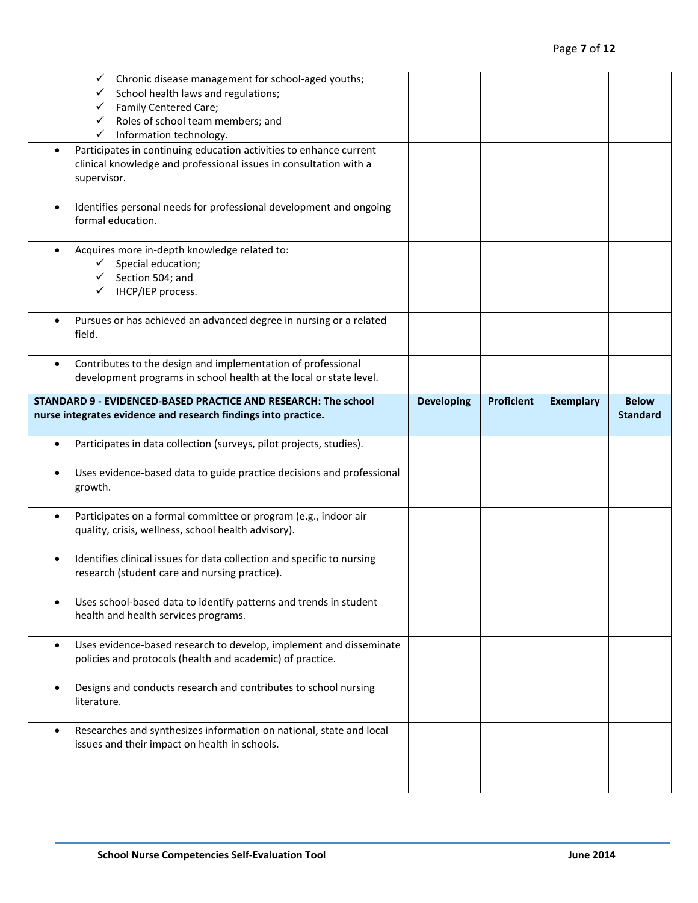| | | | | |
|---|---|---|---|---|
| ✓ Chronic disease management for school-aged youths;<br>✓ School health laws and regulations;<br>✓ Family Centered Care;<br>✓ Roles of school team members; and<br>✓ Information technology. | | | | |
| • Participates in continuing education activities to enhance current clinical knowledge and professional issues in consultation with a supervisor. | | | | |
| • Identifies personal needs for professional development and ongoing formal education. | | | | |
| • Acquires more in-depth knowledge related to:<br>✓ Special education;<br>✓ Section 504; and<br>✓ IHCP/IEP process. | | | | |
| • Pursues or has achieved an advanced degree in nursing or a related field. | | | | |
| • Contributes to the design and implementation of professional development programs in school health at the local or state level. | | | | |

| **STANDARD 9 - EVIDENCED-BASED PRACTICE AND RESEARCH: The school nurse integrates evidence and research findings into practice.** | **Developing** | **Proficient** | **Exemplary** | **Below Standard** |
|---|---|---|---|---|
| • Participates in data collection (surveys, pilot projects, studies). | | | | |
| • Uses evidence-based data to guide practice decisions and professional growth. | | | | |
| • Participates on a formal committee or program (e.g., indoor air quality, crisis, wellness, school health advisory). | | | | |
| • Identifies clinical issues for data collection and specific to nursing research (student care and nursing practice). | | | | |
| • Uses school-based data to identify patterns and trends in student health and health services programs. | | | | |
| • Uses evidence-based research to develop, implement and disseminate policies and protocols (health and academic) of practice. | | | | |
| • Designs and conducts research and contributes to school nursing literature. | | | | |
| • Researches and synthesizes information on national, state and local issues and their impact on health in schools. | | | | |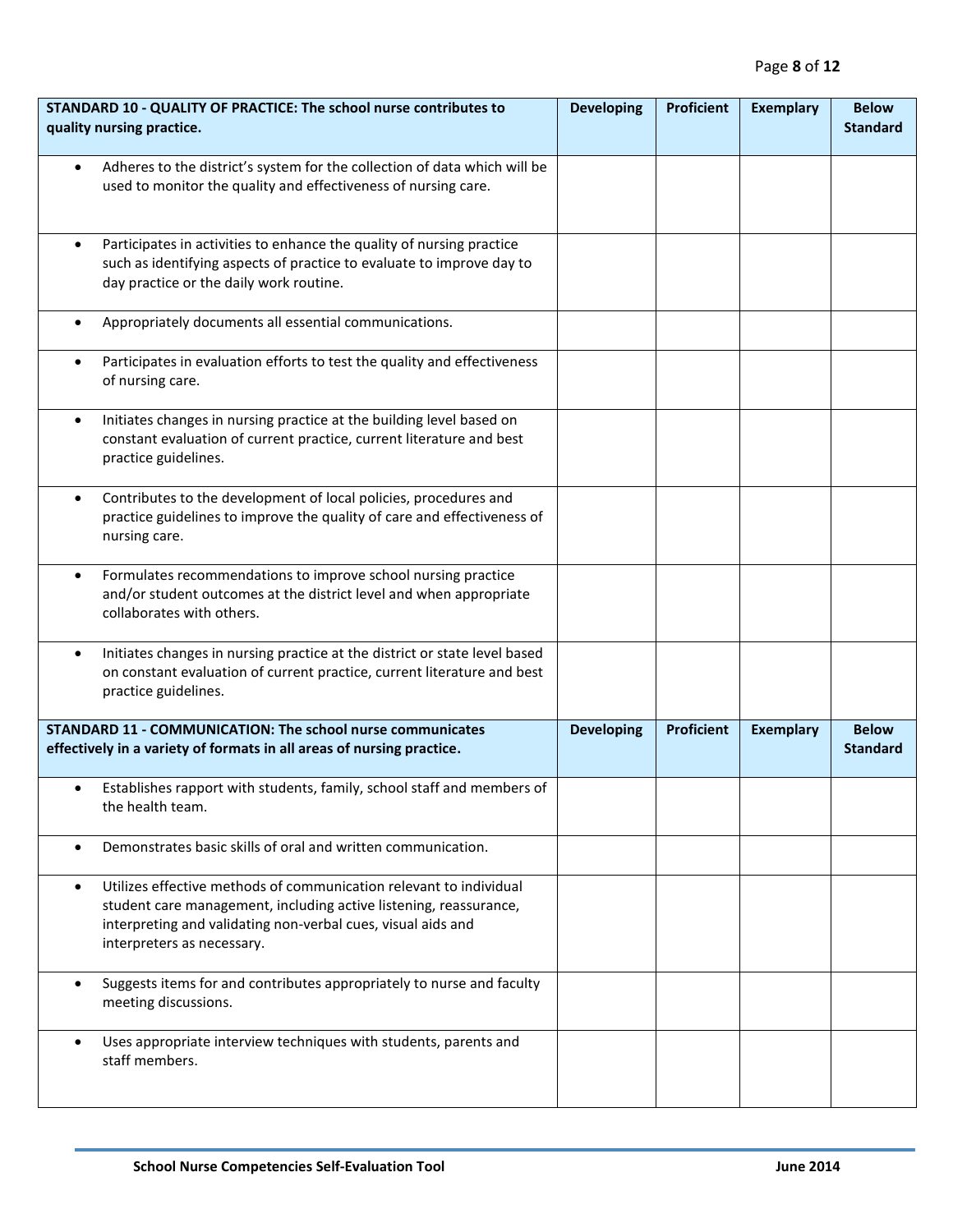| STANDARD 10 - QUALITY OF PRACTICE: The school nurse contributes to quality nursing practice. | Developing | Proficient | Exemplary | Below Standard |
|---|---|---|---|---|
| • Adheres to the district's system for the collection of data which will be used to monitor the quality and effectiveness of nursing care. | | | | |
| • Participates in activities to enhance the quality of nursing practice such as identifying aspects of practice to evaluate to improve day to day practice or the daily work routine. | | | | |
| • Appropriately documents all essential communications. | | | | |
| • Participates in evaluation efforts to test the quality and effectiveness of nursing care. | | | | |
| • Initiates changes in nursing practice at the building level based on constant evaluation of current practice, current literature and best practice guidelines. | | | | |
| • Contributes to the development of local policies, procedures and practice guidelines to improve the quality of care and effectiveness of nursing care. | | | | |
| • Formulates recommendations to improve school nursing practice and/or student outcomes at the district level and when appropriate collaborates with others. | | | | |
| • Initiates changes in nursing practice at the district or state level based on constant evaluation of current practice, current literature and best practice guidelines. | | | | |
| **STANDARD 11 - COMMUNICATION: The school nurse communicates effectively in a variety of formats in all areas of nursing practice.** | **Developing** | **Proficient** | **Exemplary** | **Below Standard** |
| • Establishes rapport with students, family, school staff and members of the health team. | | | | |
| • Demonstrates basic skills of oral and written communication. | | | | |
| • Utilizes effective methods of communication relevant to individual student care management, including active listening, reassurance, interpreting and validating non-verbal cues, visual aids and interpreters as necessary. | | | | |
| • Suggests items for and contributes appropriately to nurse and faculty meeting discussions. | | | | |
| • Uses appropriate interview techniques with students, parents and staff members. | | | | |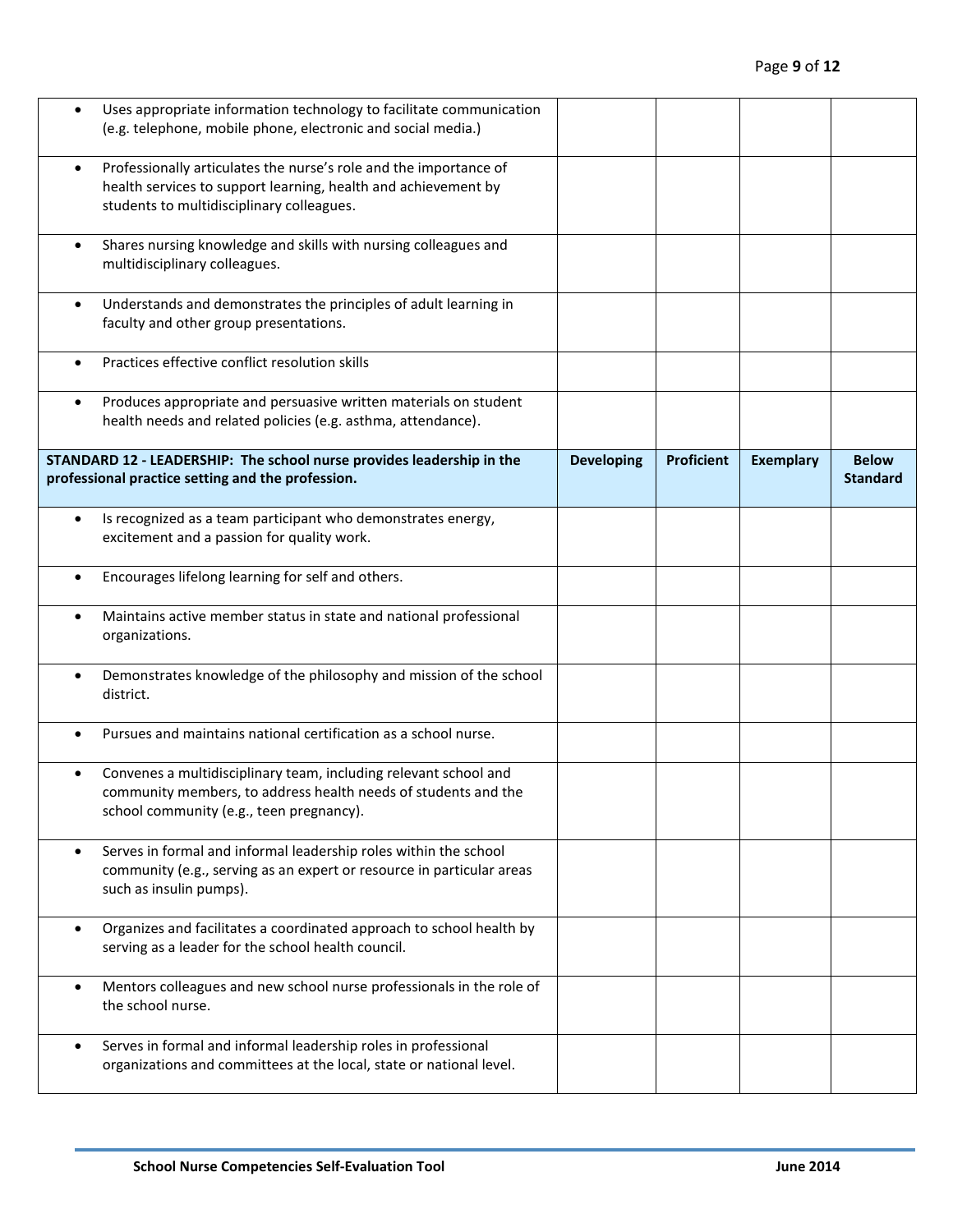| | | | | |
|---|---|---|---|---|
| • Uses appropriate information technology to facilitate communication (e.g. telephone, mobile phone, electronic and social media.) | | | | |
| • Professionally articulates the nurse's role and the importance of health services to support learning, health and achievement by students to multidisciplinary colleagues. | | | | |
| • Shares nursing knowledge and skills with nursing colleagues and multidisciplinary colleagues. | | | | |
| • Understands and demonstrates the principles of adult learning in faculty and other group presentations. | | | | |
| • Practices effective conflict resolution skills | | | | |
| • Produces appropriate and persuasive written materials on student health needs and related policies (e.g. asthma, attendance). | | | | |
| **STANDARD 12 - LEADERSHIP: The school nurse provides leadership in the professional practice setting and the profession.** | **Developing** | **Proficient** | **Exemplary** | **Below Standard** |
| • Is recognized as a team participant who demonstrates energy, excitement and a passion for quality work. | | | | |
| • Encourages lifelong learning for self and others. | | | | |
| • Maintains active member status in state and national professional organizations. | | | | |
| • Demonstrates knowledge of the philosophy and mission of the school district. | | | | |
| • Pursues and maintains national certification as a school nurse. | | | | |
| • Convenes a multidisciplinary team, including relevant school and community members, to address health needs of students and the school community (e.g., teen pregnancy). | | | | |
| • Serves in formal and informal leadership roles within the school community (e.g., serving as an expert or resource in particular areas such as insulin pumps). | | | | |
| • Organizes and facilitates a coordinated approach to school health by serving as a leader for the school health council. | | | | |
| • Mentors colleagues and new school nurse professionals in the role of the school nurse. | | | | |
| • Serves in formal and informal leadership roles in professional organizations and committees at the local, state or national level. | | | | |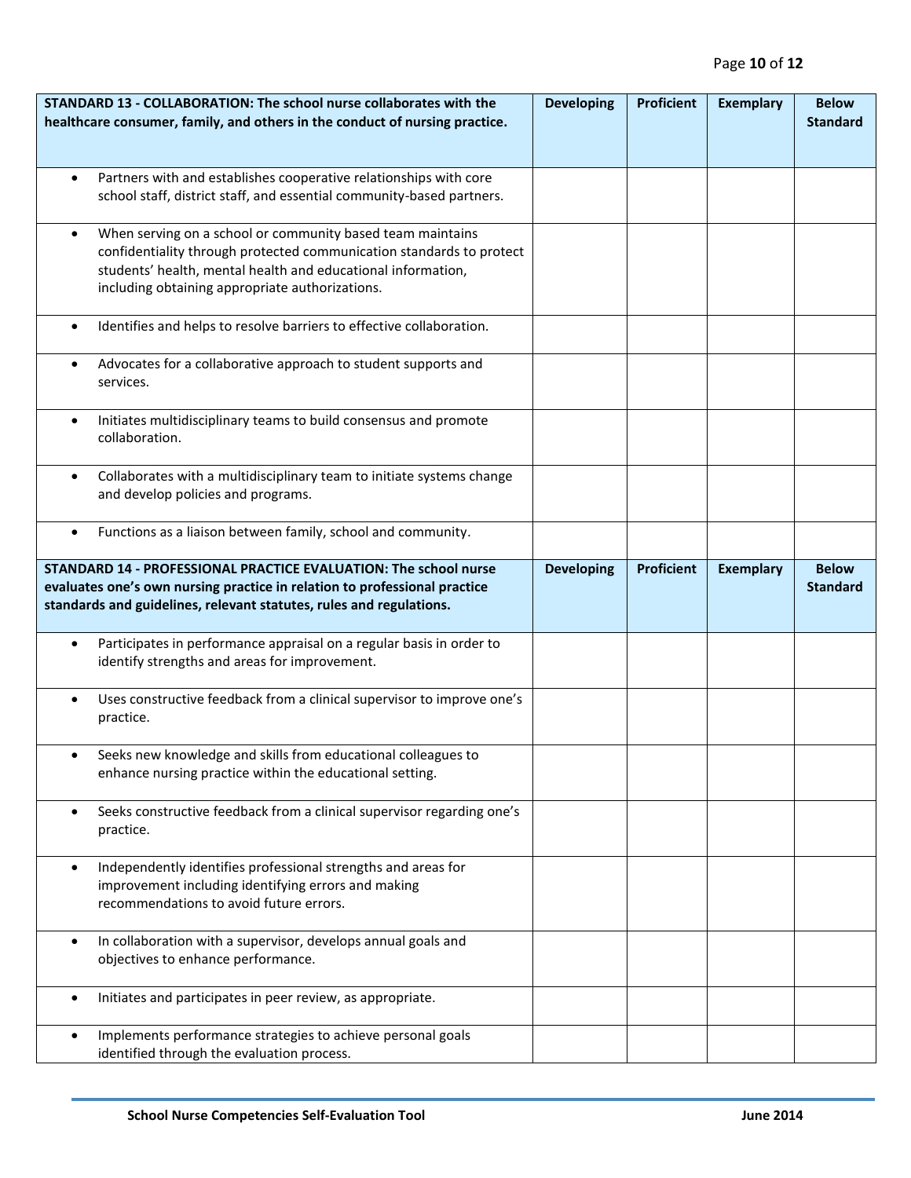| STANDARD 13 - COLLABORATION: The school nurse collaborates with the healthcare consumer, family, and others in the conduct of nursing practice. | Developing | Proficient | Exemplary | Below Standard |
|---|---|---|---|---|
| • Partners with and establishes cooperative relationships with core school staff, district staff, and essential community-based partners. | | | | |
| • When serving on a school or community based team maintains confidentiality through protected communication standards to protect students' health, mental health and educational information, including obtaining appropriate authorizations. | | | | |
| • Identifies and helps to resolve barriers to effective collaboration. | | | | |
| • Advocates for a collaborative approach to student supports and services. | | | | |
| • Initiates multidisciplinary teams to build consensus and promote collaboration. | | | | |
| • Collaborates with a multidisciplinary team to initiate systems change and develop policies and programs. | | | | |
| • Functions as a liaison between family, school and community. | | | | |
| **STANDARD 14 - PROFESSIONAL PRACTICE EVALUATION: The school nurse evaluates one's own nursing practice in relation to professional practice standards and guidelines, relevant statutes, rules and regulations.** | **Developing** | **Proficient** | **Exemplary** | **Below Standard** |
| • Participates in performance appraisal on a regular basis in order to identify strengths and areas for improvement. | | | | |
| • Uses constructive feedback from a clinical supervisor to improve one's practice. | | | | |
| • Seeks new knowledge and skills from educational colleagues to enhance nursing practice within the educational setting. | | | | |
| • Seeks constructive feedback from a clinical supervisor regarding one's practice. | | | | |
| • Independently identifies professional strengths and areas for improvement including identifying errors and making recommendations to avoid future errors. | | | | |
| • In collaboration with a supervisor, develops annual goals and objectives to enhance performance. | | | | |
| • Initiates and participates in peer review, as appropriate. | | | | |
| • Implements performance strategies to achieve personal goals identified through the evaluation process. | | | | |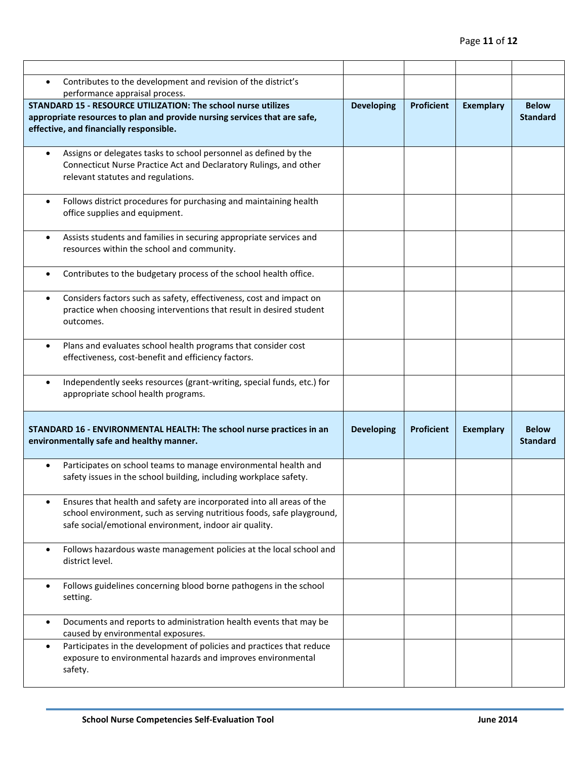| | | | | |
|---|---|---|---|---|
| | | | | |
| • Contributes to the development and revision of the district's performance appraisal process. | | | | |
| **STANDARD 15 - RESOURCE UTILIZATION: The school nurse utilizes appropriate resources to plan and provide nursing services that are safe, effective, and financially responsible.** | **Developing** | **Proficient** | **Exemplary** | **Below Standard** |
| • Assigns or delegates tasks to school personnel as defined by the Connecticut Nurse Practice Act and Declaratory Rulings, and other relevant statutes and regulations. | | | | |
| • Follows district procedures for purchasing and maintaining health office supplies and equipment. | | | | |
| • Assists students and families in securing appropriate services and resources within the school and community. | | | | |
| • Contributes to the budgetary process of the school health office. | | | | |
| • Considers factors such as safety, effectiveness, cost and impact on practice when choosing interventions that result in desired student outcomes. | | | | |
| • Plans and evaluates school health programs that consider cost effectiveness, cost-benefit and efficiency factors. | | | | |
| • Independently seeks resources (grant-writing, special funds, etc.) for appropriate school health programs. | | | | |
| **STANDARD 16 - ENVIRONMENTAL HEALTH: The school nurse practices in an environmentally safe and healthy manner.** | **Developing** | **Proficient** | **Exemplary** | **Below Standard** |
| • Participates on school teams to manage environmental health and safety issues in the school building, including workplace safety. | | | | |
| • Ensures that health and safety are incorporated into all areas of the school environment, such as serving nutritious foods, safe playground, safe social/emotional environment, indoor air quality. | | | | |
| • Follows hazardous waste management policies at the local school and district level. | | | | |
| • Follows guidelines concerning blood borne pathogens in the school setting. | | | | |
| • Documents and reports to administration health events that may be caused by environmental exposures. | | | | |
| • Participates in the development of policies and practices that reduce exposure to environmental hazards and improves environmental safety. | | | | |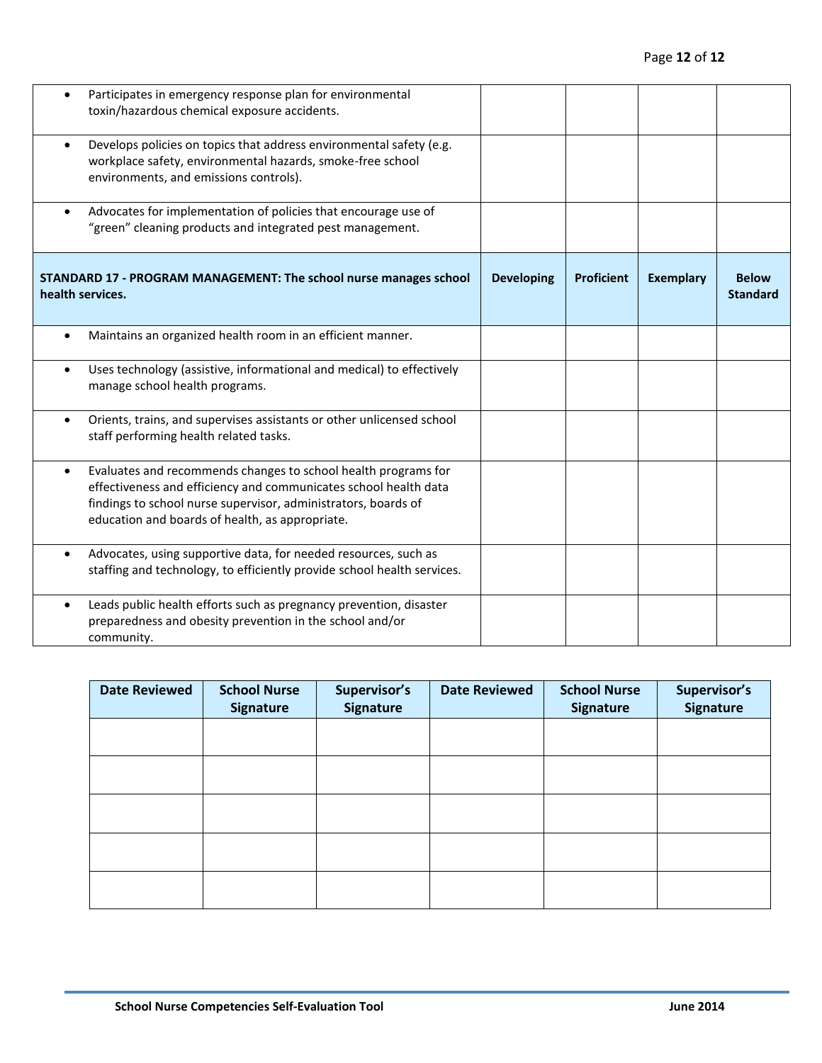| | | | | |
|---|---|---|---|---|
| • Participates in emergency response plan for environmental toxin/hazardous chemical exposure accidents. | | | | |
| • Develops policies on topics that address environmental safety (e.g. workplace safety, environmental hazards, smoke-free school environments, and emissions controls). | | | | |
| • Advocates for implementation of policies that encourage use of “green” cleaning products and integrated pest management. | | | | |

| **STANDARD 17 - PROGRAM MANAGEMENT: The school nurse manages school health services.** | **Developing** | **Proficient** | **Exemplary** | **Below Standard** |
|---|---|---|---|---|
| • Maintains an organized health room in an efficient manner. | | | | |
| • Uses technology (assistive, informational and medical) to effectively manage school health programs. | | | | |
| • Orients, trains, and supervises assistants or other unlicensed school staff performing health related tasks. | | | | |
| • Evaluates and recommends changes to school health programs for effectiveness and efficiency and communicates school health data findings to school nurse supervisor, administrators, boards of education and boards of health, as appropriate. | | | | |
| • Advocates, using supportive data, for needed resources, such as staffing and technology, to efficiently provide school health services. | | | | |
| • Leads public health efforts such as pregnancy prevention, disaster preparedness and obesity prevention in the school and/or community. | | | | |

| **Date Reviewed** | **School Nurse Signature** | **Supervisor’s Signature** | **Date Reviewed** | **School Nurse Signature** | **Supervisor’s Signature** |
|---|---|---|---|---|---|
| | | | | | |
| | | | | | |
| | | | | | |
| | | | | | |
| | | | | | |